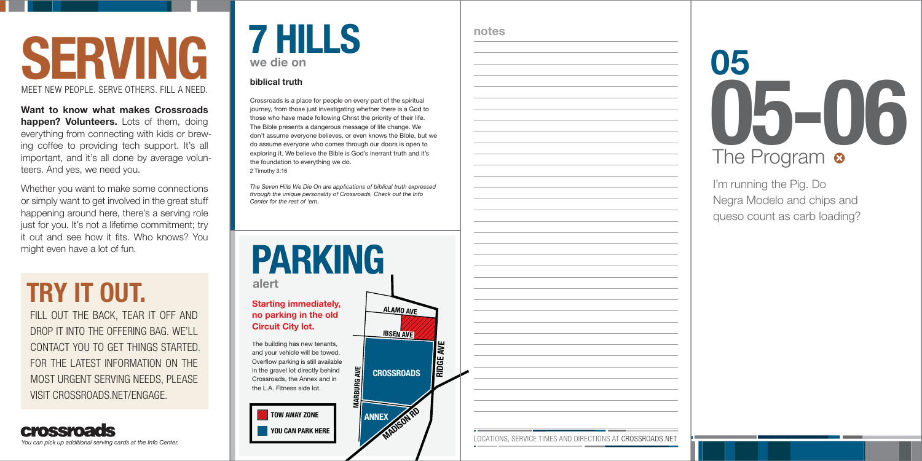# SERVING

MEET NEW PEOPLE. SERVE OTHERS. FILL A NEED.

**Want to know what makes Crossroads happen? Volunteers.** Lots of them, doing everything from connecting with kids or brewing coffee to providing tech support. It's all important, and it's all done by average volunteers. And yes, we need you.

Whether you want to make some connections or simply want to get involved in the great stuff happening around here, there's a serving role just for you. It's not a lifetime commitment; try it out and see how it fits. Who knows? You might even have a lot of fun.

## TRY IT OUT.

FILL OUT THE BACK, TEAR IT OFF AND DROP IT INTO THE OFFERING BAG. WE'LL CONTACT YOU TO GET THINGS STARTED. FOR THE LATEST INFORMATION ON THE MOST URGENT SERVING NEEDS, PLEASE VISIT CROSSROADS.NET/ENGAGE.

crossroads

*You can pick up additional serving cards at the Info Center.*

# 7 HILLS

**we die on**

### biblical truth

Crossroads is a place for people on every part of the spiritual journey, from those just investigating whether there is a God to those who have made following Christ the priority of their life. The Bible presents a dangerous message of life change. We don't assume everyone believes, or even knows the Bible, but we do assume everyone who comes through our doors is open to exploring it. We believe the Bible is God's inerrant truth and it's the foundation to everything we do.
2 Timothy 3:16

*The Seven Hills We Die On are applications of biblical truth expressed through the unique personality of Crossroads. Check out the Info Center for the rest of 'em.*

# PARKING

**alert**

**Starting immediately, no parking in the old Circuit City lot.**

The building has new tenants, and your vehicle will be towed. Overflow parking is still available in the gravel lot directly behind Crossroads, the Annex and in the L.A. Fitness side lot.

TOW AWAY ZONE

YOU CAN PARK HERE

ALAMO AVE

IBSEN AVE

RIDGE AVE

MARBURG AVE

CROSSROADS

ANNEX

MADISON RD

**notes**

LOCATIONS, SERVICE TIMES AND DIRECTIONS AT CROSSROADS.NET

# 05

# 05-06

The Program

I'm running the Pig. Do Negra Modelo and chips and queso count as carb loading?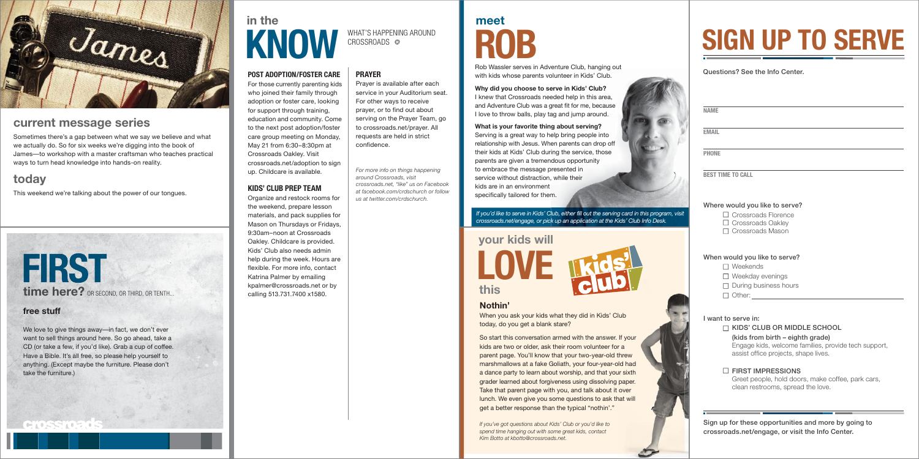## current message series

Sometimes there's a gap between what we say we believe and what we actually do. So for six weeks we're digging into the book of James—to workshop with a master craftsman who teaches practical ways to turn head knowledge into hands-on reality.

## today

This weekend we're talking about the power of our tongues.

# FIRST time here? OR SECOND, OR THIRD, OR TENTH...

### free stuff

We love to give things away—in fact, we don't ever want to sell things around here. So go ahead, take a CD (or take a few, if you'd like). Grab a cup of coffee. Have a Bible. It's all free, so please help yourself to anything. (Except maybe the furniture. Please don't take the furniture.)

crossroads

# in the KNOW

WHAT'S HAPPENING AROUND CROSSROADS

### POST ADOPTION/FOSTER CARE

For those currently parenting kids who joined their family through adoption or foster care, looking for support through training, education and community. Come to the next post adoption/foster care group meeting on Monday, May 21 from 6:30–8:30pm at Crossroads Oakley. Visit crossroads.net/adoption to sign up. Childcare is available.

### KIDS' CLUB PREP TEAM

Organize and restock rooms for the weekend, prepare lesson materials, and pack supplies for Mason on Thursdays or Fridays, 9:30am–noon at Crossroads Oakley. Childcare is provided. Kids' Club also needs admin help during the week. Hours are flexible. For more info, contact Katrina Palmer by emailing kpalmer@crossroads.net or by calling 513.731.7400 x1580.

### PRAYER

Prayer is available after each service in your Auditorium seat. For other ways to receive prayer, or to find out about serving on the Prayer Team, go to crossroads.net/prayer. All requests are held in strict confidence.

*For more info on things happening around Crossroads, visit crossroads.net, "like" us on Facebook at facebook.com/crdschurch or follow us at twitter.com/crdschurch.*

# meet ROB

Rob Wassler serves in Adventure Club, hanging out with kids whose parents volunteer in Kids' Club.

**Why did you choose to serve in Kids' Club?**
I knew that Crossroads needed help in this area, and Adventure Club was a great fit for me, because I love to throw balls, play tag and jump around.

**What is your favorite thing about serving?**
Serving is a great way to help bring people into relationship with Jesus. When parents can drop off their kids at Kids' Club during the service, those parents are given a tremendous opportunity to embrace the message presented in service without distraction, while their kids are in an environment specifically tailored for them.

*If you'd like to serve in Kids' Club, either fill out the serving card in this program, visit crossroads.net/engage, or pick up an application at the Kids' Club Info Desk.*

# your kids will LOVE this

kids' club

### Nothin'

When you ask your kids what they did in Kids' Club today, do you get a blank stare?

So start this conversation armed with the answer. If your kids are two or older, ask their room volunteer for a parent page. You'll know that your two-year-old threw marshmallows at a fake Goliath, your four-year-old had a dance party to learn about worship, and that your sixth grader learned about forgiveness using dissolving paper. Take that parent page with you, and talk about it over lunch. We even give you some questions to ask that will get a better response than the typical "nothin'."

*If you've got questions about Kids' Club or you'd like to spend time hanging out with some great kids, contact Kim Botto at kbotto@crossroads.net.*

# SIGN UP TO SERVE

Questions? See the Info Center.

NAME

EMAIL

PHONE

BEST TIME TO CALL

**Where would you like to serve?**

- ☐ Crossroads Florence
- ☐ Crossroads Oakley
- ☐ Crossroads Mason

**When would you like to serve?**

- ☐ Weekends
- ☐ Weekday evenings
- ☐ During business hours
- ☐ Other: ______

**I want to serve in:**

- ☐ KIDS' CLUB OR MIDDLE SCHOOL
  (kids from birth – eighth grade)
  Engage kids, welcome families, provide tech support, assist office projects, shape lives.
- ☐ FIRST IMPRESSIONS
  Greet people, hold doors, make coffee, park cars, clean restrooms, spread the love.

Sign up for these opportunities and more by going to crossroads.net/engage, or visit the Info Center.